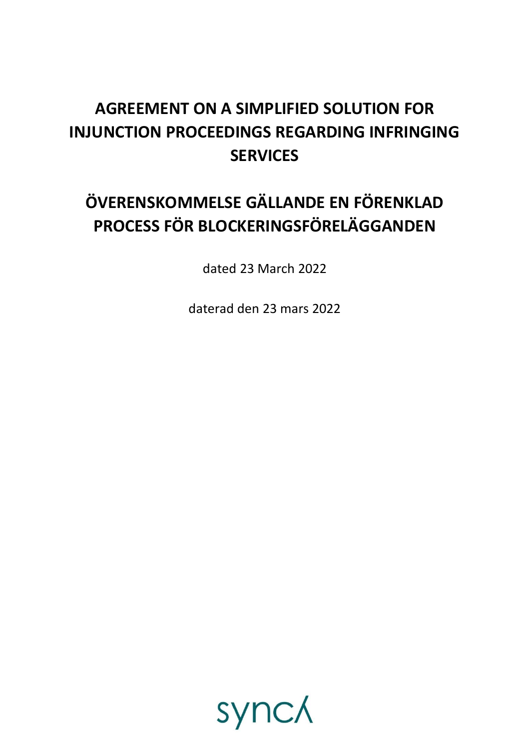# AGREEMENT ON A SIMPLIFIED SOLUTION FOR INJUNCTION PROCEEDINGS REGARDING INFRINGING SERVICES

# ÖVERENSKOMMELSE GÄLLANDE EN FÖRENKLAD PROCESS FÖR BLOCKERINGSFÖRELÄGGANDEN

dated 23 March 2022

daterad den 23 mars 2022

syncʎ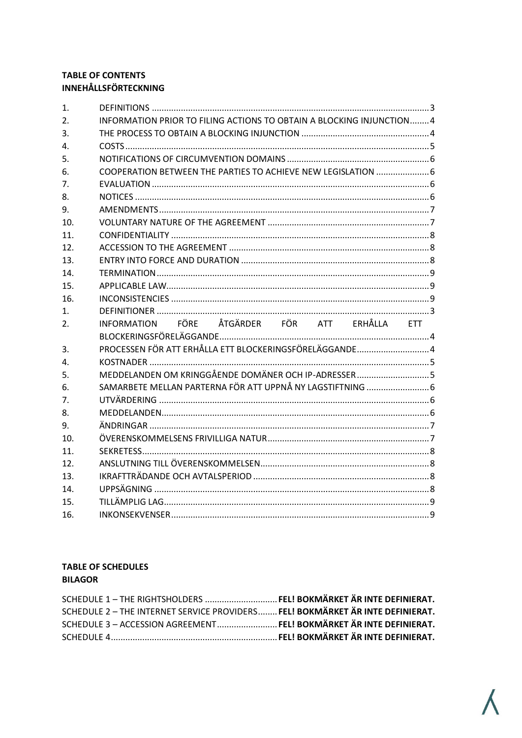**TABLE OF CONTENTS**
**INNEHÅLLSFÖRTECKNING**

| | | |
|---|---|---|
| 1. | DEFINITIONS | 3 |
| 2. | INFORMATION PRIOR TO FILING ACTIONS TO OBTAIN A BLOCKING INJUNCTION | 4 |
| 3. | THE PROCESS TO OBTAIN A BLOCKING INJUNCTION | 4 |
| 4. | COSTS | 5 |
| 5. | NOTIFICATIONS OF CIRCUMVENTION DOMAINS | 6 |
| 6. | COOPERATION BETWEEN THE PARTIES TO ACHIEVE NEW LEGISLATION | 6 |
| 7. | EVALUATION | 6 |
| 8. | NOTICES | 6 |
| 9. | AMENDMENTS | 7 |
| 10. | VOLUNTARY NATURE OF THE AGREEMENT | 7 |
| 11. | CONFIDENTIALITY | 8 |
| 12. | ACCESSION TO THE AGREEMENT | 8 |
| 13. | ENTRY INTO FORCE AND DURATION | 8 |
| 14. | TERMINATION | 9 |
| 15. | APPLICABLE LAW | 9 |
| 16. | INCONSISTENCIES | 9 |
| 1. | DEFINITIONER | 3 |
| 2. | INFORMATION FÖRE ÅTGÄRDER FÖR ATT ERHÅLLA ETT BLOCKERINGSFÖRELÄGGANDE | 4 |
| 3. | PROCESSEN FÖR ATT ERHÅLLA ETT BLOCKERINGSFÖRELÄGGANDE | 4 |
| 4. | KOSTNADER | 5 |
| 5. | MEDDELANDEN OM KRINGGÅENDE DOMÄNER OCH IP-ADRESSER | 5 |
| 6. | SAMARBETE MELLAN PARTERNA FÖR ATT UPPNÅ NY LAGSTIFTNING | 6 |
| 7. | UTVÄRDERING | 6 |
| 8. | MEDDELANDEN | 6 |
| 9. | ÄNDRINGAR | 7 |
| 10. | ÖVERENSKOMMELSENS FRIVILLIGA NATUR | 7 |
| 11. | SEKRETESS | 8 |
| 12. | ANSLUTNING TILL ÖVERENSKOMMELSEN | 8 |
| 13. | IKRAFTTRÄDANDE OCH AVTALSPERIOD | 8 |
| 14. | UPPSÄGNING | 8 |
| 15. | TILLÄMPLIG LAG | 9 |
| 16. | INKONSEKVENSER | 9 |

**TABLE OF SCHEDULES**
**BILAGOR**

| | |
|---|---|
| SCHEDULE 1 – THE RIGHTSHOLDERS | **FEL! BOKMÄRKET ÄR INTE DEFINIERAT.** |
| SCHEDULE 2 – THE INTERNET SERVICE PROVIDERS | **FEL! BOKMÄRKET ÄR INTE DEFINIERAT.** |
| SCHEDULE 3 – ACCESSION AGREEMENT | **FEL! BOKMÄRKET ÄR INTE DEFINIERAT.** |
| SCHEDULE 4 | **FEL! BOKMÄRKET ÄR INTE DEFINIERAT.** |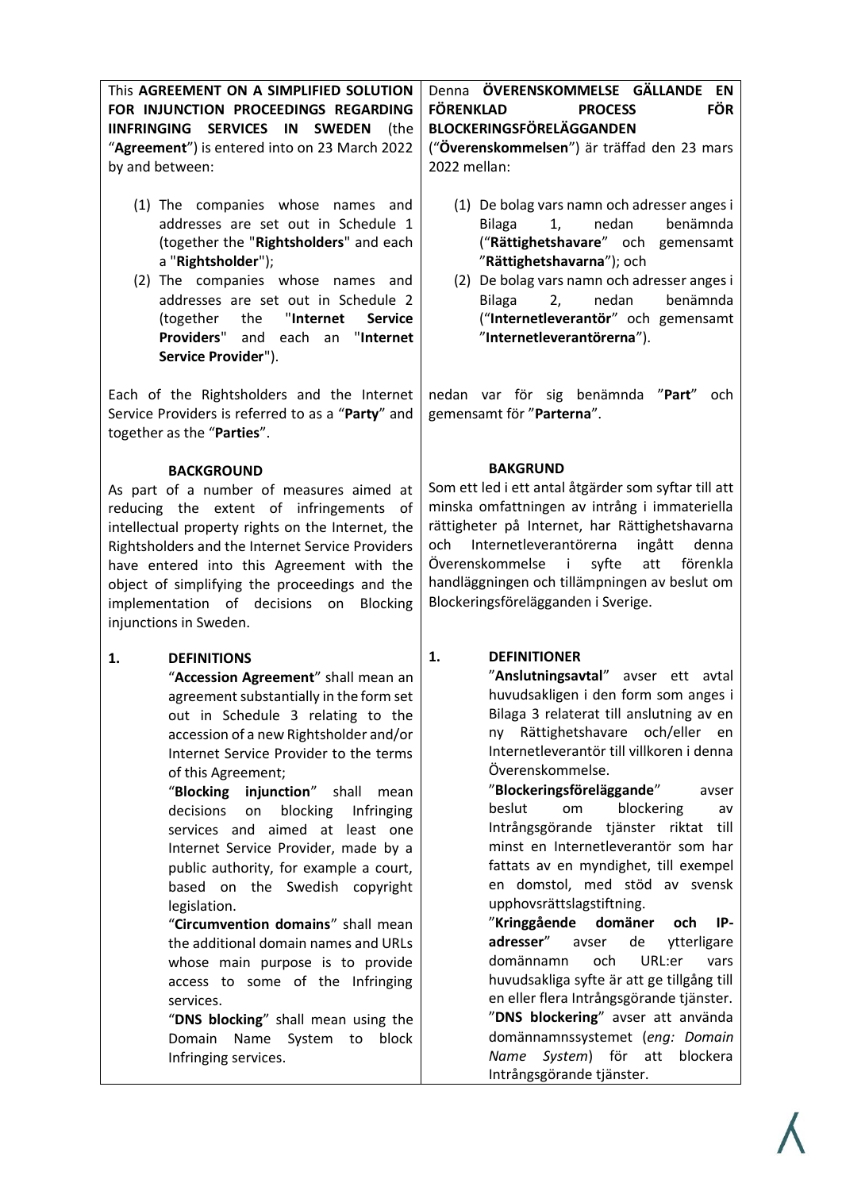This **AGREEMENT ON A SIMPLIFIED SOLUTION FOR INJUNCTION PROCEEDINGS REGARDING IINFRINGING SERVICES IN SWEDEN** (the "**Agreement**") is entered into on 23 March 2022 by and between:

(1) The companies whose names and addresses are set out in Schedule 1 (together the "**Rightsholders**" and each a "**Rightsholder**");

(2) The companies whose names and addresses are set out in Schedule 2 (together the "**Internet Service Providers**" and each an "**Internet Service Provider**").

Each of the Rightsholders and the Internet Service Providers is referred to as a "**Party**" and together as the "**Parties**".

**BACKGROUND**

As part of a number of measures aimed at reducing the extent of infringements of intellectual property rights on the Internet, the Rightsholders and the Internet Service Providers have entered into this Agreement with the object of simplifying the proceedings and the implementation of decisions on Blocking injunctions in Sweden.

**1. DEFINITIONS**

"**Accession Agreement**" shall mean an agreement substantially in the form set out in Schedule 3 relating to the accession of a new Rightsholder and/or Internet Service Provider to the terms of this Agreement;

"**Blocking injunction**" shall mean decisions on blocking Infringing services and aimed at least one Internet Service Provider, made by a public authority, for example a court, based on the Swedish copyright legislation.

"**Circumvention domains**" shall mean the additional domain names and URLs whose main purpose is to provide access to some of the Infringing services.

"**DNS blocking**" shall mean using the Domain Name System to block Infringing services.

---

Denna **ÖVERENSKOMMELSE GÄLLANDE EN FÖRENKLAD PROCESS FÖR BLOCKERINGSFÖRELÄGGANDEN** ("**Överenskommelsen**") är träffad den 23 mars 2022 mellan:

(1) De bolag vars namn och adresser anges i Bilaga 1, nedan benämnda ("**Rättighetshavare**" och gemensamt "**Rättighetshavarna**"); och

(2) De bolag vars namn och adresser anges i Bilaga 2, nedan benämnda ("**Internetleverantör**" och gemensamt "**Internetleverantörerna**").

nedan var för sig benämnda "**Part**" och gemensamt för "**Parterna**".

**BAKGRUND**

Som ett led i ett antal åtgärder som syftar till att minska omfattningen av intrång i immateriella rättigheter på Internet, har Rättighetshavarna och Internetleverantörerna ingått denna Överenskommelse i syfte att förenkla handläggningen och tillämpningen av beslut om Blockeringsförelägganden i Sverige.

**1. DEFINITIONER**

"**Anslutningsavtal**" avser ett avtal huvudsakligen i den form som anges i Bilaga 3 relaterat till anslutning av en ny Rättighetshavare och/eller en Internetleverantör till villkoren i denna Överenskommelse.

"**Blockeringsföreläggande**" avser beslut om blockering av Intrångsgörande tjänster riktat till minst en Internetleverantör som har fattats av en myndighet, till exempel en domstol, med stöd av svensk upphovsrättslagstiftning.

"**Kringgående domäner och IP-adresser**" avser de ytterligare domännamn och URL:er vars huvudsakliga syfte är att ge tillgång till en eller flera Intrångsgörande tjänster.

"**DNS blockering**" avser att använda domännamnssystemet (*eng: Domain Name System*) för att blockera Intrångsgörande tjänster.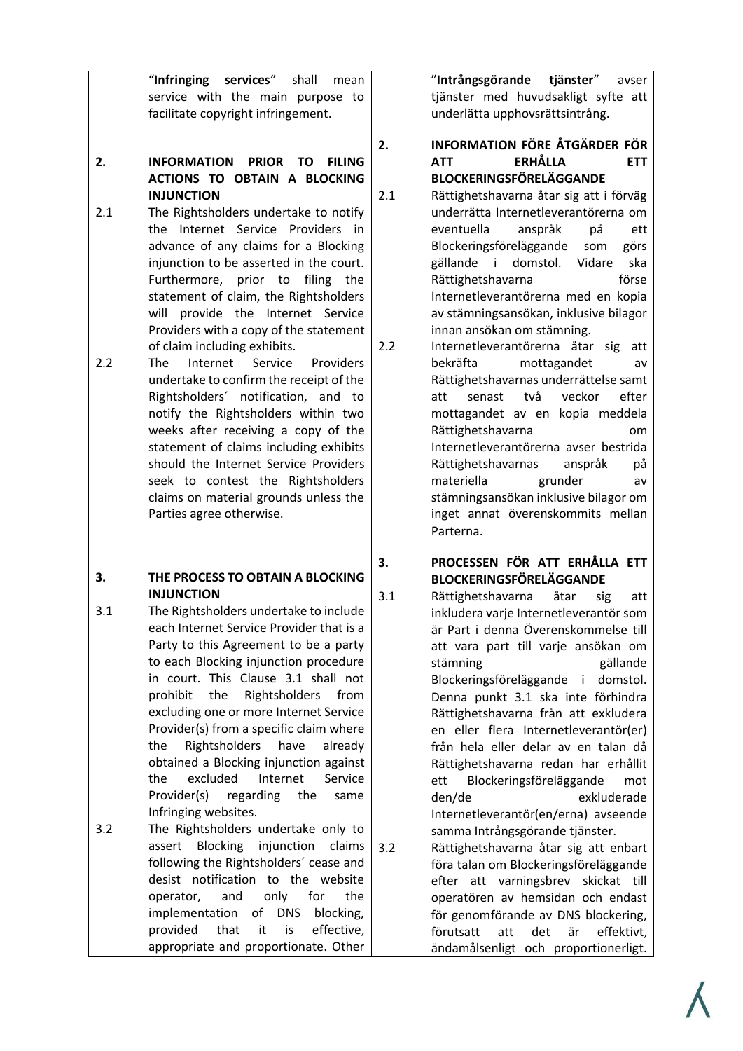"**Infringing services**" shall mean service with the main purpose to facilitate copyright infringement.

## 2. INFORMATION PRIOR TO FILING ACTIONS TO OBTAIN A BLOCKING INJUNCTION

2.1 The Rightsholders undertake to notify the Internet Service Providers in advance of any claims for a Blocking injunction to be asserted in the court. Furthermore, prior to filing the statement of claim, the Rightsholders will provide the Internet Service Providers with a copy of the statement of claim including exhibits.

2.2 The Internet Service Providers undertake to confirm the receipt of the Rightsholders´ notification, and to notify the Rightsholders within two weeks after receiving a copy of the statement of claims including exhibits should the Internet Service Providers seek to contest the Rightsholders claims on material grounds unless the Parties agree otherwise.

## 3. THE PROCESS TO OBTAIN A BLOCKING INJUNCTION

3.1 The Rightsholders undertake to include each Internet Service Provider that is a Party to this Agreement to be a party to each Blocking injunction procedure in court. This Clause 3.1 shall not prohibit the Rightsholders from excluding one or more Internet Service Provider(s) from a specific claim where the Rightsholders have already obtained a Blocking injunction against the excluded Internet Service Provider(s) regarding the same Infringing websites.

3.2 The Rightsholders undertake only to assert Blocking injunction claims following the Rightsholders´ cease and desist notification to the website operator, and only for the implementation of DNS blocking, provided that it is effective, appropriate and proportionate. Other

---

"**Intrångsgörande tjänster**" avser tjänster med huvudsakligt syfte att underlätta upphovsrättsintrång.

## 2. INFORMATION FÖRE ÅTGÄRDER FÖR ATT ERHÅLLA ETT BLOCKERINGSFÖRELÄGGANDE

2.1 Rättighetshavarna åtar sig att i förväg underrätta Internetleverantörerna om eventuella anspråk på ett Blockeringsföreläggande som görs gällande i domstol. Vidare ska Rättighetshavarna förse Internetleverantörerna med en kopia av stämningsansökan, inklusive bilagor innan ansökan om stämning.

2.2 Internetleverantörerna åtar sig att bekräfta mottagandet av Rättighetshavarnas underrättelse samt att senast två veckor efter mottagandet av en kopia meddela Rättighetshavarna om Internetleverantörerna avser bestrida Rättighetshavarnas anspråk på materiella grunder av stämningsansökan inklusive bilagor om inget annat överenskommits mellan Parterna.

## 3. PROCESSEN FÖR ATT ERHÅLLA ETT BLOCKERINGSFÖRELÄGGANDE

3.1 Rättighetshavarna åtar sig att inkludera varje Internetleverantör som är Part i denna Överenskommelse till att vara part till varje ansökan om stämning gällande Blockeringsföreläggande i domstol. Denna punkt 3.1 ska inte förhindra Rättighetshavarna från att exkludera en eller flera Internetleverantör(er) från hela eller delar av en talan då Rättighetshavarna redan har erhållit ett Blockeringsföreläggande mot den/de exkluderade Internetleverantör(en/erna) avseende samma Intrångsgörande tjänster.

3.2 Rättighetshavarna åtar sig att enbart föra talan om Blockeringsföreläggande efter att varningsbrev skickat till operatören av hemsidan och endast för genomförande av DNS blockering, förutsatt att det är effektivt, ändamålsenligt och proportionerligt.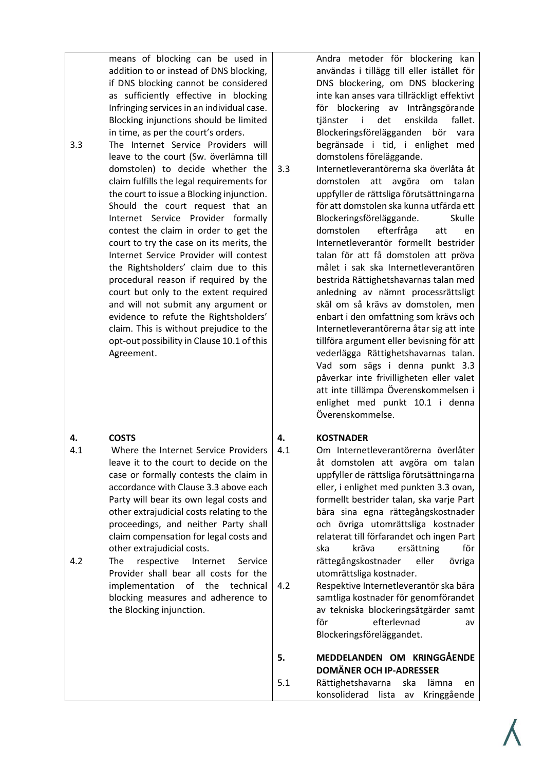| English | Svenska |
|---|---|
| means of blocking can be used in addition to or instead of DNS blocking, if DNS blocking cannot be considered as sufficiently effective in blocking Infringing services in an individual case. Blocking injunctions should be limited in time, as per the court's orders. | Andra metoder för blockering kan användas i tillägg till eller istället för DNS blockering, om DNS blockering inte kan anses vara tillräckligt effektivt för blockering av Intrångsgörande tjänster i det enskilda fallet. Blockeringsförelägganden bör vara begränsade i tid, i enlighet med domstolens föreläggande. |
| 3.3 The Internet Service Providers will leave to the court (Sw. överlämna till domstolen) to decide whether the claim fulfills the legal requirements for the court to issue a Blocking injunction. Should the court request that an Internet Service Provider formally contest the claim in order to get the court to try the case on its merits, the Internet Service Provider will contest the Rightsholders' claim due to this procedural reason if required by the court but only to the extent required and will not submit any argument or evidence to refute the Rightsholders' claim. This is without prejudice to the opt-out possibility in Clause 10.1 of this Agreement. | 3.3 Internetleverantörerna ska överlåta åt domstolen att avgöra om talan uppfyller de rättsliga förutsättningarna för att domstolen ska kunna utfärda ett Blockeringsföreläggande. Skulle domstolen efterfråga att en Internetleverantör formellt bestrider talan för att få domstolen att pröva målet i sak ska Internetleverantören bestrida Rättighetshavarnas talan med anledning av nämnt processrättsligt skäl om så krävs av domstolen, men enbart i den omfattning som krävs och Internetleverantörerna åtar sig att inte tillföra argument eller bevisning för att vederlägga Rättighetshavarnas talan. Vad som sägs i denna punkt 3.3 påverkar inte frivilligheten eller valet att inte tillämpa Överenskommelsen i enlighet med punkt 10.1 i denna Överenskommelse. |
| **4. COSTS** | **4. KOSTNADER** |
| 4.1 Where the Internet Service Providers leave it to the court to decide on the case or formally contests the claim in accordance with Clause 3.3 above each Party will bear its own legal costs and other extrajudicial costs relating to the proceedings, and neither Party shall claim compensation for legal costs and other extrajudicial costs. | 4.1 Om Internetleverantörerna överlåter åt domstolen att avgöra om talan uppfyller de rättsliga förutsättningarna eller, i enlighet med punkten 3.3 ovan, formellt bestrider talan, ska varje Part bära sina egna rättegångskostnader och övriga utomrättsliga kostnader relaterat till förfarandet och ingen Part ska kräva ersättning för rättegångskostnader eller övriga utomrättsliga kostnader. |
| 4.2 The respective Internet Service Provider shall bear all costs for the implementation of the technical blocking measures and adherence to the Blocking injunction. | 4.2 Respektive Internetleverantör ska bära samtliga kostnader för genomförandet av tekniska blockeringsåtgärder samt för efterlevnad av Blockeringsföreläggandet. |
| | **5. MEDDELANDEN OM KRINGGÅENDE DOMÄNER OCH IP-ADRESSER** |
| | 5.1 Rättighetshavarna ska lämna en konsoliderad lista av Kringgående |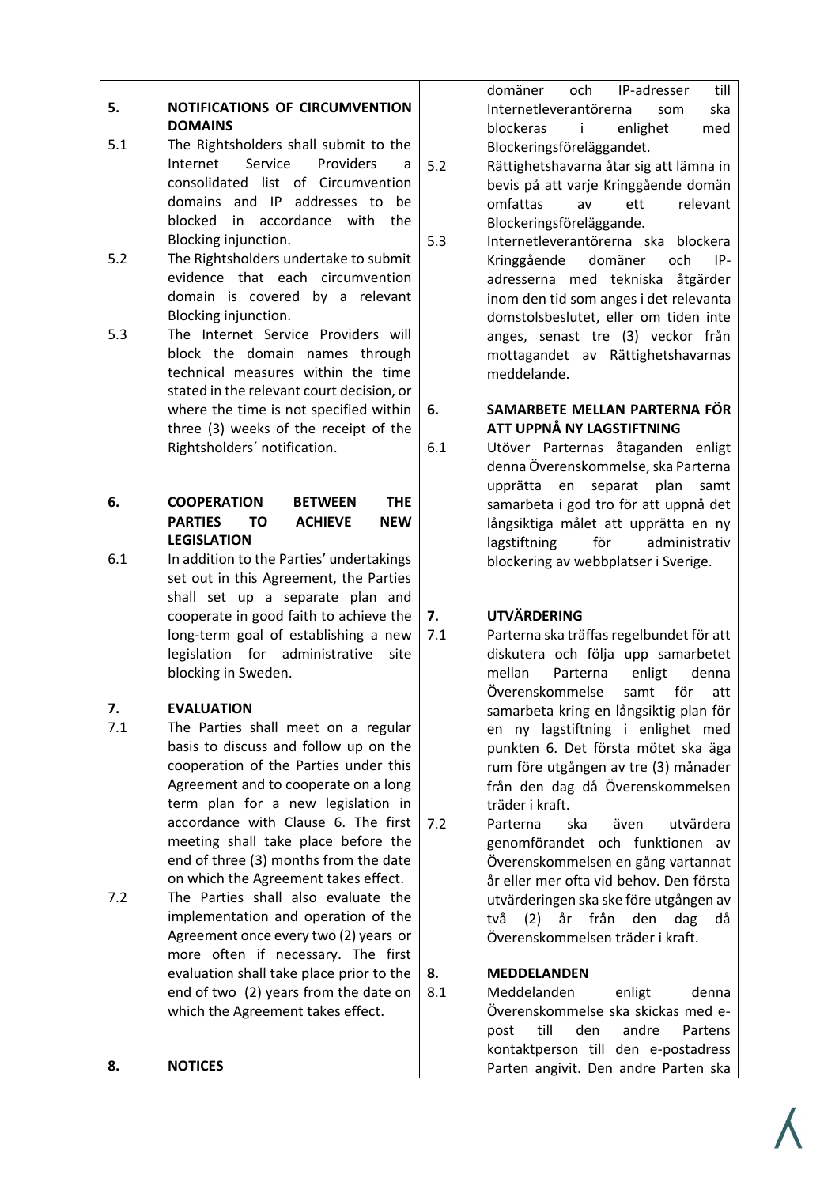## 5. NOTIFICATIONS OF CIRCUMVENTION DOMAINS

5.1 The Rightsholders shall submit to the Internet Service Providers a consolidated list of Circumvention domains and IP addresses to be blocked in accordance with the Blocking injunction.

5.2 The Rightsholders undertake to submit evidence that each circumvention domain is covered by a relevant Blocking injunction.

5.3 The Internet Service Providers will block the domain names through technical measures within the time stated in the relevant court decision, or where the time is not specified within three (3) weeks of the receipt of the Rightsholders´ notification.

## 6. COOPERATION BETWEEN THE PARTIES TO ACHIEVE NEW LEGISLATION

6.1 In addition to the Parties' undertakings set out in this Agreement, the Parties shall set up a separate plan and cooperate in good faith to achieve the long-term goal of establishing a new legislation for administrative site blocking in Sweden.

## 7. EVALUATION

7.1 The Parties shall meet on a regular basis to discuss and follow up on the cooperation of the Parties under this Agreement and to cooperate on a long term plan for a new legislation in accordance with Clause 6. The first meeting shall take place before the end of three (3) months from the date on which the Agreement takes effect.

7.2 The Parties shall also evaluate the implementation and operation of the Agreement once every two (2) years or more often if necessary. The first evaluation shall take place prior to the end of two (2) years from the date on which the Agreement takes effect.

## 8. NOTICES

---

domäner och IP-adresser till Internetleverantörerna som ska blockeras i enlighet med Blockeringsföreläggandet.

5.2 Rättighetshavarna åtar sig att lämna in bevis på att varje Kringgående domän omfattas av ett relevant Blockeringsföreläggande.

5.3 Internetleverantörerna ska blockera Kringgående domäner och IP-adresserna med tekniska åtgärder inom den tid som anges i det relevanta domstolsbeslutet, eller om tiden inte anges, senast tre (3) veckor från mottagandet av Rättighetshavarnas meddelande.

## 6. SAMARBETE MELLAN PARTERNA FÖR ATT UPPNÅ NY LAGSTIFTNING

6.1 Utöver Parternas åtaganden enligt denna Överenskommelse, ska Parterna upprätta en separat plan samt samarbeta i god tro för att uppnå det långsiktiga målet att upprätta en ny lagstiftning för administrativ blockering av webbplatser i Sverige.

## 7. UTVÄRDERING

7.1 Parterna ska träffas regelbundet för att diskutera och följa upp samarbetet mellan Parterna enligt denna Överenskommelse samt för att samarbeta kring en långsiktig plan för en ny lagstiftning i enlighet med punkten 6. Det första mötet ska äga rum före utgången av tre (3) månader från den dag då Överenskommelsen träder i kraft.

7.2 Parterna ska även utvärdera genomförandet och funktionen av Överenskommelsen en gång vartannat år eller mer ofta vid behov. Den första utvärderingen ska ske före utgången av två (2) år från den dag då Överenskommelsen träder i kraft.

## 8. MEDDELANDEN

8.1 Meddelanden enligt denna Överenskommelse ska skickas med e-post till den andre Partens kontaktperson till den e-postadress Parten angivit. Den andre Parten ska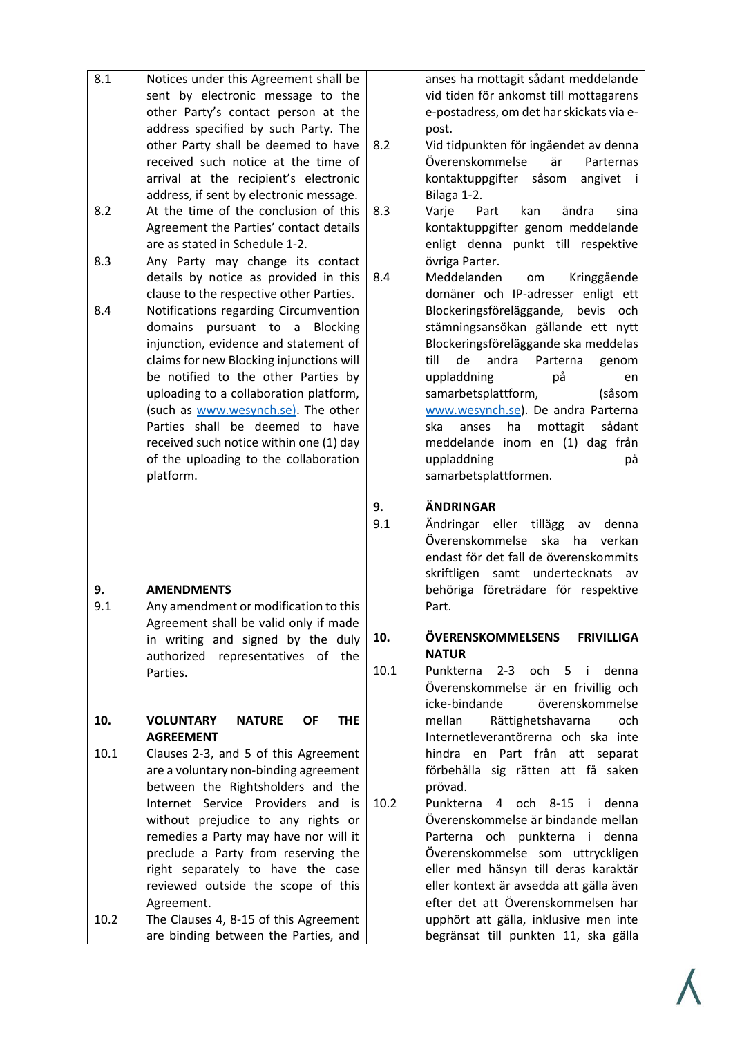| | | | |
|---|---|---|---|
| 8.1 | Notices under this Agreement shall be sent by electronic message to the other Party's contact person at the address specified by such Party. The other Party shall be deemed to have received such notice at the time of arrival at the recipient's electronic address, if sent by electronic message. | | anses ha mottagit sådant meddelande vid tiden för ankomst till mottagarens e-postadress, om det har skickats via e-post. |
| 8.2 | At the time of the conclusion of this Agreement the Parties' contact details are as stated in Schedule 1-2. | 8.2 | Vid tidpunkten för ingåendet av denna Överenskommelse är Parternas kontaktuppgifter såsom angivet i Bilaga 1-2. |
| 8.3 | Any Party may change its contact details by notice as provided in this clause to the respective other Parties. | 8.3 | Varje Part kan ändra sina kontaktuppgifter genom meddelande enligt denna punkt till respektive övriga Parter. |
| 8.4 | Notifications regarding Circumvention domains pursuant to a Blocking injunction, evidence and statement of claims for new Blocking injunctions will be notified to the other Parties by uploading to a collaboration platform, (such as [www.wesynch.se](www.wesynch.se)). The other Parties shall be deemed to have received such notice within one (1) day of the uploading to the collaboration platform. | 8.4 | Meddelanden om Kringgående domäner och IP-adresser enligt ett Blockeringsföreläggande, bevis och stämningsansökan gällande ett nytt Blockeringsföreläggande ska meddelas till de andra Parterna genom uppladdning på en samarbetsplattform, (såsom [www.wesynch.se](www.wesynch.se)). De andra Parterna ska anses ha mottagit sådant meddelande inom en (1) dag från uppladdning på samarbetsplattformen. |
| **9.** | **AMENDMENTS** | **9.** | **ÄNDRINGAR** |
| 9.1 | Any amendment or modification to this Agreement shall be valid only if made in writing and signed by the duly authorized representatives of the Parties. | 9.1 | Ändringar eller tillägg av denna Överenskommelse ska ha verkan endast för det fall de överenskommits skriftligen samt undertecknats av behöriga företrädare för respektive Part. |
| **10.** | **VOLUNTARY NATURE OF THE AGREEMENT** | **10.** | **ÖVERENSKOMMELSENS FRIVILLIGA NATUR** |
| 10.1 | Clauses 2-3, and 5 of this Agreement are a voluntary non-binding agreement between the Rightsholders and the Internet Service Providers and is without prejudice to any rights or remedies a Party may have nor will it preclude a Party from reserving the right separately to have the case reviewed outside the scope of this Agreement. | 10.1 | Punkterna 2-3 och 5 i denna Överenskommelse är en frivillig och icke-bindande överenskommelse mellan Rättighetshavarna och Internetleverantörerna och ska inte hindra en Part från att separat förbehålla sig rätten att få saken prövad. |
| 10.2 | The Clauses 4, 8-15 of this Agreement are binding between the Parties, and | 10.2 | Punkterna 4 och 8-15 i denna Överenskommelse är bindande mellan Parterna och punkterna i denna Överenskommelse som uttryckligen eller med hänsyn till deras karaktär eller kontext är avsedda att gälla även efter det att Överenskommelsen har upphört att gälla, inklusive men inte begränsat till punkten 11, ska gälla |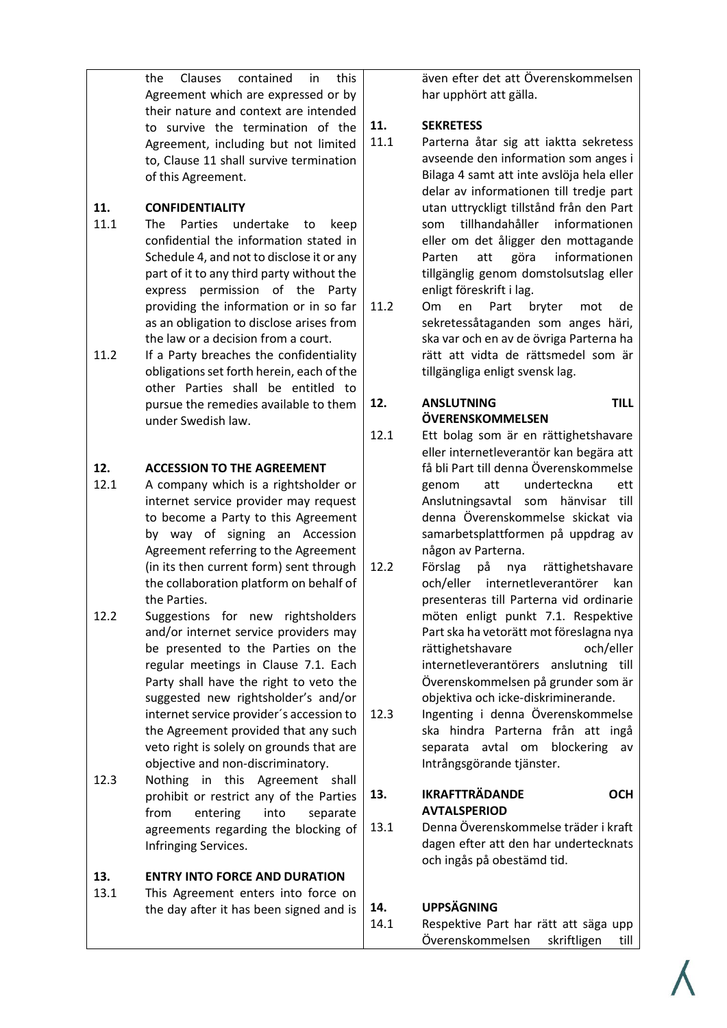the Clauses contained in this Agreement which are expressed or by their nature and context are intended to survive the termination of the Agreement, including but not limited to, Clause 11 shall survive termination of this Agreement.

**11. CONFIDENTIALITY**

11.1 The Parties undertake to keep confidential the information stated in Schedule 4, and not to disclose it or any part of it to any third party without the express permission of the Party providing the information or in so far as an obligation to disclose arises from the law or a decision from a court.

11.2 If a Party breaches the confidentiality obligations set forth herein, each of the other Parties shall be entitled to pursue the remedies available to them under Swedish law.

**12. ACCESSION TO THE AGREEMENT**

12.1 A company which is a rightsholder or internet service provider may request to become a Party to this Agreement by way of signing an Accession Agreement referring to the Agreement (in its then current form) sent through the collaboration platform on behalf of the Parties.

12.2 Suggestions for new rightsholders and/or internet service providers may be presented to the Parties on the regular meetings in Clause 7.1. Each Party shall have the right to veto the suggested new rightsholder's and/or internet service provider´s accession to the Agreement provided that any such veto right is solely on grounds that are objective and non-discriminatory.

12.3 Nothing in this Agreement shall prohibit or restrict any of the Parties from entering into separate agreements regarding the blocking of Infringing Services.

**13. ENTRY INTO FORCE AND DURATION**

13.1 This Agreement enters into force on the day after it has been signed and is

---

även efter det att Överenskommelsen har upphört att gälla.

**11. SEKRETESS**

11.1 Parterna åtar sig att iaktta sekretess avseende den information som anges i Bilaga 4 samt att inte avslöja hela eller delar av informationen till tredje part utan uttryckligt tillstånd från den Part som tillhandahåller informationen eller om det åligger den mottagande Parten att göra informationen tillgänglig genom domstolsutslag eller enligt föreskrift i lag.

11.2 Om en Part bryter mot de sekretessåtaganden som anges häri, ska var och en av de övriga Parterna ha rätt att vidta de rättsmedel som är tillgängliga enligt svensk lag.

**12. ANSLUTNING TILL ÖVERENSKOMMELSEN**

12.1 Ett bolag som är en rättighetshavare eller internetleverantör kan begära att få bli Part till denna Överenskommelse genom att underteckna ett Anslutningsavtal som hänvisar till denna Överenskommelse skickat via samarbetsplattformen på uppdrag av någon av Parterna.

12.2 Förslag på nya rättighetshavare och/eller internetleverantörer kan presenteras till Parterna vid ordinarie möten enligt punkt 7.1. Respektive Part ska ha vetorätt mot föreslagna nya rättighetshavare och/eller internetleverantörers anslutning till Överenskommelsen på grunder som är objektiva och icke-diskriminerande.

12.3 Ingenting i denna Överenskommelse ska hindra Parterna från att ingå separata avtal om blockering av Intrångsgörande tjänster.

**13. IKRAFTTRÄDANDE OCH AVTALSPERIOD**

13.1 Denna Överenskommelse träder i kraft dagen efter att den har undertecknats och ingås på obestämd tid.

**14. UPPSÄGNING**

14.1 Respektive Part har rätt att säga upp Överenskommelsen skriftligen till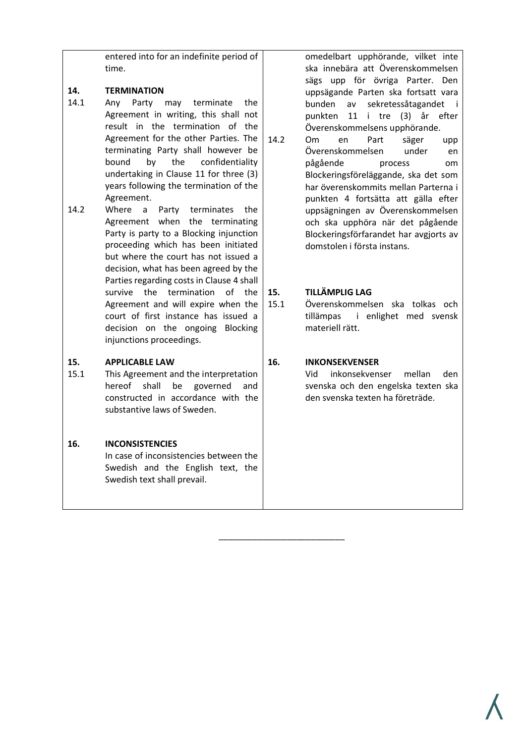entered into for an indefinite period of time.

**14. TERMINATION**

14.1 Any Party may terminate the Agreement in writing, this shall not result in the termination of the Agreement for the other Parties. The terminating Party shall however be bound by the confidentiality undertaking in Clause 11 for three (3) years following the termination of the Agreement.

14.2 Where a Party terminates the Agreement when the terminating Party is party to a Blocking injunction proceeding which has been initiated but where the court has not issued a decision, what has been agreed by the Parties regarding costs in Clause 4 shall survive the termination of the Agreement and will expire when the court of first instance has issued a decision on the ongoing Blocking injunctions proceedings.

**15. APPLICABLE LAW**

15.1 This Agreement and the interpretation hereof shall be governed and constructed in accordance with the substantive laws of Sweden.

**16. INCONSISTENCIES**

In case of inconsistencies between the Swedish and the English text, the Swedish text shall prevail.

omedelbart upphörande, vilket inte ska innebära att Överenskommelsen sägs upp för övriga Parter. Den uppsägande Parten ska fortsatt vara bunden av sekretessåtagandet i punkten 11 i tre (3) år efter Överenskommelsens upphörande.

14.2 Om en Part säger upp Överenskommelsen under en pågående process om Blockeringsföreläggande, ska det som har överenskommits mellan Parterna i punkten 4 fortsätta att gälla efter uppsägningen av Överenskommelsen och ska upphöra när det pågående Blockeringsförfarandet har avgjorts av domstolen i första instans.

**15. TILLÄMPLIG LAG**

15.1 Överenskommelsen ska tolkas och tillämpas i enlighet med svensk materiell rätt.

**16. INKONSEKVENSER**

Vid inkonsekvenser mellan den svenska och den engelska texten ska den svenska texten ha företräde.

\_\_\_\_\_\_\_\_\_\_\_\_\_\_\_\_\_\_\_\_\_\_\_\_\_\_